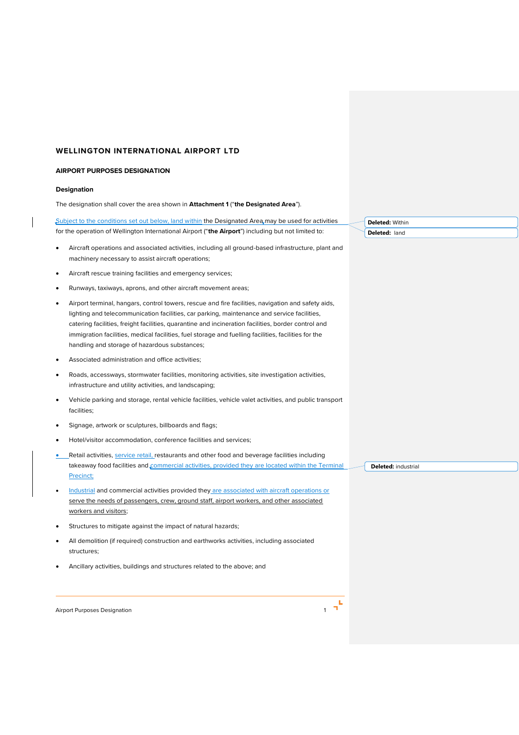# WELLINGTON INTERNATIONAL AIRPORT LTD

## AIRPORT PURPOSES DESIGNATION

### Designation

The designation shall cover the area shown in **Attachment 1** ("**the Designated Area**").

Subject to the conditions set out below, land within the Designated Area may be used for activities for the operation of Wellington International Airport ("**the Airport**") including but not limited to:

- Aircraft operations and associated activities, including all ground-based infrastructure, plant and machinery necessary to assist aircraft operations;
- Aircraft rescue training facilities and emergency services;
- Runways, taxiways, aprons, and other aircraft movement areas;
- Airport terminal, hangars, control towers, rescue and fire facilities, navigation and safety aids, lighting and telecommunication facilities, car parking, maintenance and service facilities, catering facilities, freight facilities, quarantine and incineration facilities, border control and immigration facilities, medical facilities, fuel storage and fuelling facilities, facilities for the handling and storage of hazardous substances;
- Associated administration and office activities;
- Roads, accessways, stormwater facilities, monitoring activities, site investigation activities, infrastructure and utility activities, and landscaping;
- Vehicle parking and storage, rental vehicle facilities, vehicle valet activities, and public transport facilities;
- Signage, artwork or sculptures, billboards and flags;
- Hotel/visitor accommodation, conference facilities and services;
- Retail activities, service retail, restaurants and other food and beverage facilities including takeaway food facilities and commercial activities, provided they are located within the Terminal Precinct;
- Industrial and commercial activities provided they are associated with aircraft operations or serve the needs of passengers, crew, ground staff, airport workers, and other associated workers and visitors;
- Structures to mitigate against the impact of natural hazards;
- All demolition (if required) construction and earthworks activities, including associated structures;
- Ancillary activities, buildings and structures related to the above; and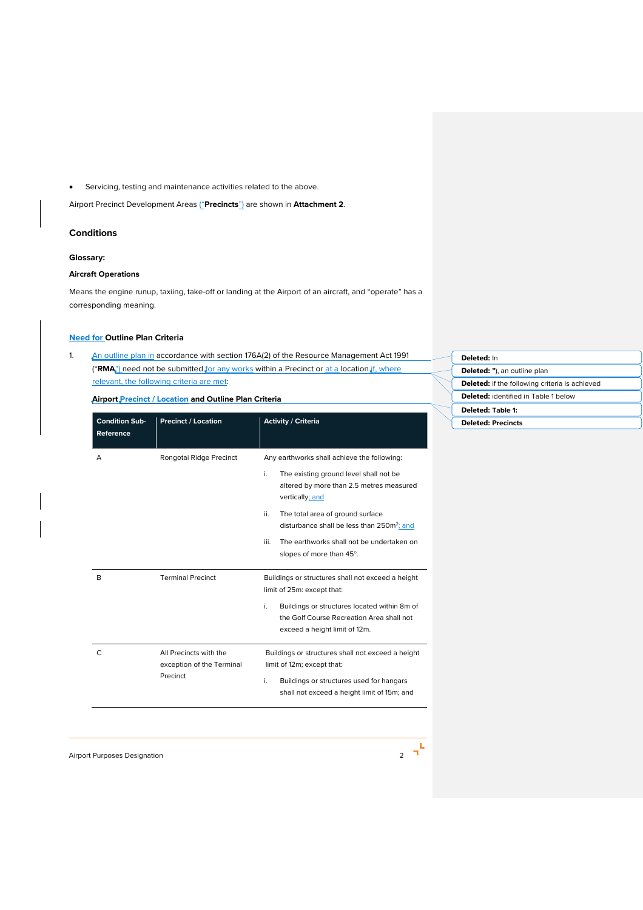- Servicing, testing and maintenance activities related to the above.

Airport Precinct Development Areas ("**Precincts**") are shown in **Attachment 2**.

## Conditions

**Glossary:**

**Aircraft Operations**

Means the engine runup, taxiing, take-off or landing at the Airport of an aircraft, and "operate" has a corresponding meaning.

### Need for Outline Plan Criteria

1. An outline plan in accordance with section 176A(2) of the Resource Management Act 1991 ("**RMA**") need not be submitted for any works within a Precinct or at a location if, where relevant, the following criteria are met:

**Airport Precinct / Location and Outline Plan Criteria**

| Condition Sub-Reference | Precinct / Location | Activity / Criteria |
|---|---|---|
| A | Rongotai Ridge Precinct | Any earthworks shall achieve the following:<br>i. The existing ground level shall not be altered by more than 2.5 metres measured vertically; and<br>ii. The total area of ground surface disturbance shall be less than 250m²; and<br>iii. The earthworks shall not be undertaken on slopes of more than 45°. |
| B | Terminal Precinct | Buildings or structures shall not exceed a height limit of 25m: except that:<br>i. Buildings or structures located within 8m of the Golf Course Recreation Area shall not exceed a height limit of 12m. |
| C | All Precincts with the exception of the Terminal Precinct | Buildings or structures shall not exceed a height limit of 12m; except that:<br>i. Buildings or structures used for hangars shall not exceed a height limit of 15m; and |

Deleted: In
Deleted: "), an outline plan
Deleted: if the following criteria is achieved
Deleted: identified in Table 1 below
Deleted: Table 1:
Deleted: Precincts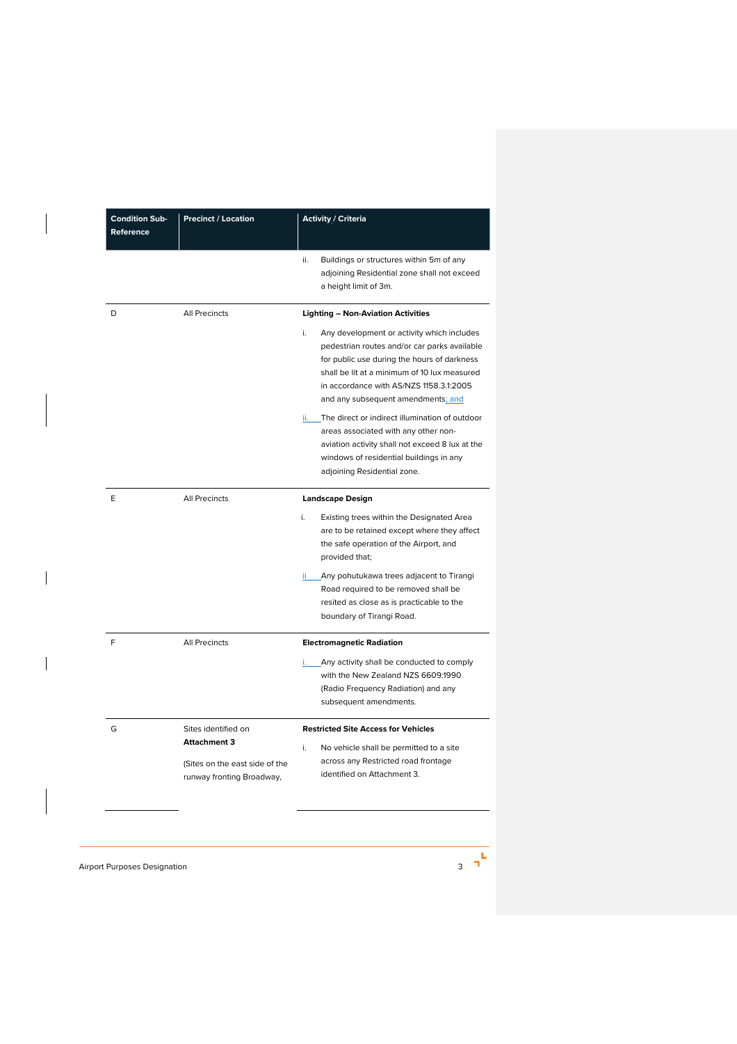| Condition Sub-Reference | Precinct / Location | Activity / Criteria |
|---|---|---|
| | | ii. Buildings or structures within 5m of any adjoining Residential zone shall not exceed a height limit of 3m. |
| D | All Precincts | **Lighting – Non-Aviation Activities**<br><br>i. Any development or activity which includes pedestrian routes and/or car parks available for public use during the hours of darkness shall be lit at a minimum of 10 lux measured in accordance with AS/NZS 1158.3.1:2005 and any subsequent amendments; and<br><br>ii. The direct or indirect illumination of outdoor areas associated with any other non-aviation activity shall not exceed 8 lux at the windows of residential buildings in any adjoining Residential zone. |
| E | All Precincts | **Landscape Design**<br><br>i. Existing trees within the Designated Area are to be retained except where they affect the safe operation of the Airport, and provided that;<br><br>ii Any pohutukawa trees adjacent to Tirangi Road required to be removed shall be resited as close as is practicable to the boundary of Tirangi Road. |
| F | All Precincts | **Electromagnetic Radiation**<br><br>i. Any activity shall be conducted to comply with the New Zealand NZS 6609:1990 (Radio Frequency Radiation) and any subsequent amendments. |
| G | Sites identified on **Attachment 3**<br><br>(Sites on the east side of the runway fronting Broadway, | **Restricted Site Access for Vehicles**<br><br>i. No vehicle shall be permitted to a site across any Restricted road frontage identified on Attachment 3. |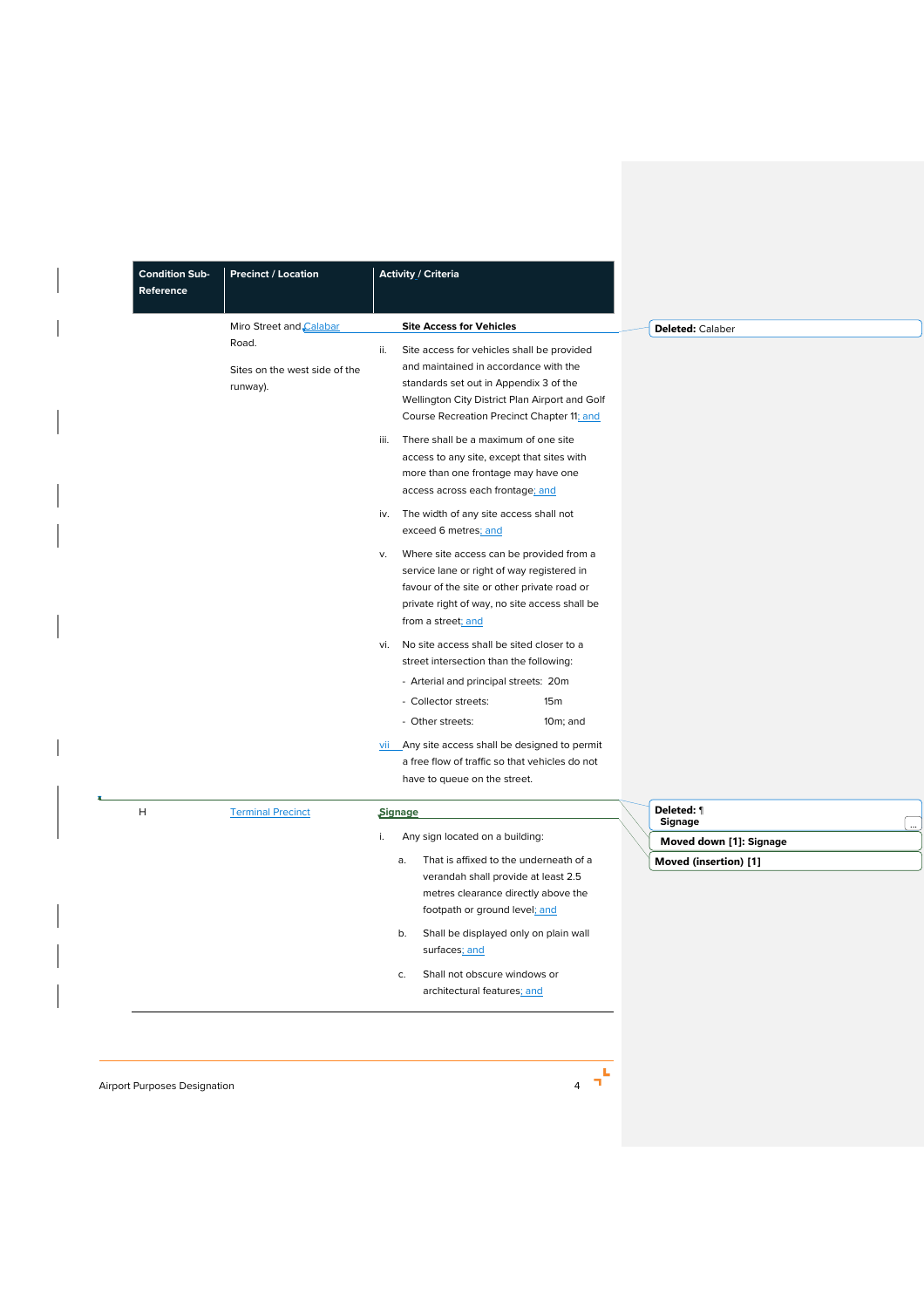| Condition Sub-Reference | Precinct / Location | Activity / Criteria |
|---|---|---|
| | Miro Street and Calabar Road.<br><br>Sites on the west side of the runway). | **Site Access for Vehicles**<br><br>ii. Site access for vehicles shall be provided and maintained in accordance with the standards set out in Appendix 3 of the Wellington City District Plan Airport and Golf Course Recreation Precinct Chapter 11; and<br><br>iii. There shall be a maximum of one site access to any site, except that sites with more than one frontage may have one access across each frontage; and<br><br>iv. The width of any site access shall not exceed 6 metres; and<br><br>v. Where site access can be provided from a service lane or right of way registered in favour of the site or other private road or private right of way, no site access shall be from a street; and<br><br>vi. No site access shall be sited closer to a street intersection than the following:<br>- Arterial and principal streets: 20m<br>- Collector streets: 15m<br>- Other streets: 10m; and<br><br>vii Any site access shall be designed to permit a free flow of traffic so that vehicles do not have to queue on the street. |
| H | Terminal Precinct | **Signage**<br><br>i. Any sign located on a building:<br><br>a. That is affixed to the underneath of a verandah shall provide at least 2.5 metres clearance directly above the footpath or ground level; and<br><br>b. Shall be displayed only on plain wall surfaces; and<br><br>c. Shall not obscure windows or architectural features; and |

Deleted: Calaber

Deleted: ¶ Signage

Moved down [1]: Signage

Moved (insertion) [1]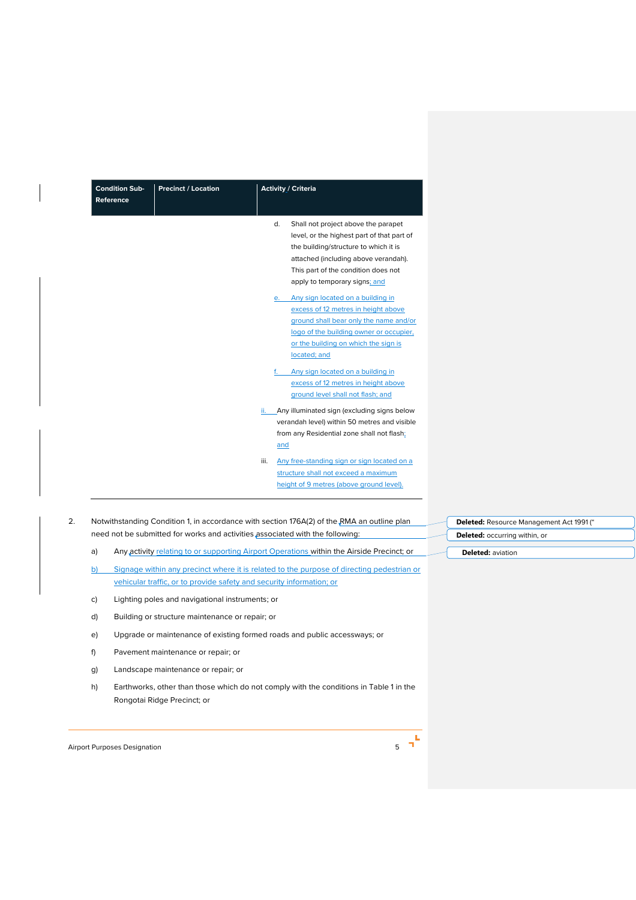| Condition Sub-Reference | Precinct / Location | Activity / Criteria |
|---|---|---|
| | | d. Shall not project above the parapet level, or the highest part of that part of the building/structure to which it is attached (including above verandah). This part of the condition does not apply to temporary signs; and<br><br>e. Any sign located on a building in excess of 12 metres in height above ground shall bear only the name and/or logo of the building owner or occupier, or the building on which the sign is located; and<br><br>f. Any sign located on a building in excess of 12 metres in height above ground level shall not flash; and<br><br>ii. Any illuminated sign (excluding signs below verandah level) within 50 metres and visible from any Residential zone shall not flash; and<br><br>iii. Any free-standing sign or sign located on a structure shall not exceed a maximum height of 9 metres (above ground level). |

2. Notwithstanding Condition 1, in accordance with section 176A(2) of the RMA an outline plan need not be submitted for works and activities associated with the following:

   a) Any activity relating to or supporting Airport Operations within the Airside Precinct; or

   b) Signage within any precinct where it is related to the purpose of directing pedestrian or vehicular traffic, or to provide safety and security information; or

   c) Lighting poles and navigational instruments; or

   d) Building or structure maintenance or repair; or

   e) Upgrade or maintenance of existing formed roads and public accessways; or

   f) Pavement maintenance or repair; or

   g) Landscape maintenance or repair; or

   h) Earthworks, other than those which do not comply with the conditions in Table 1 in the Rongotai Ridge Precinct; or

**Deleted:** Resource Management Act 1991 ("

**Deleted:** occurring within, or

**Deleted:** aviation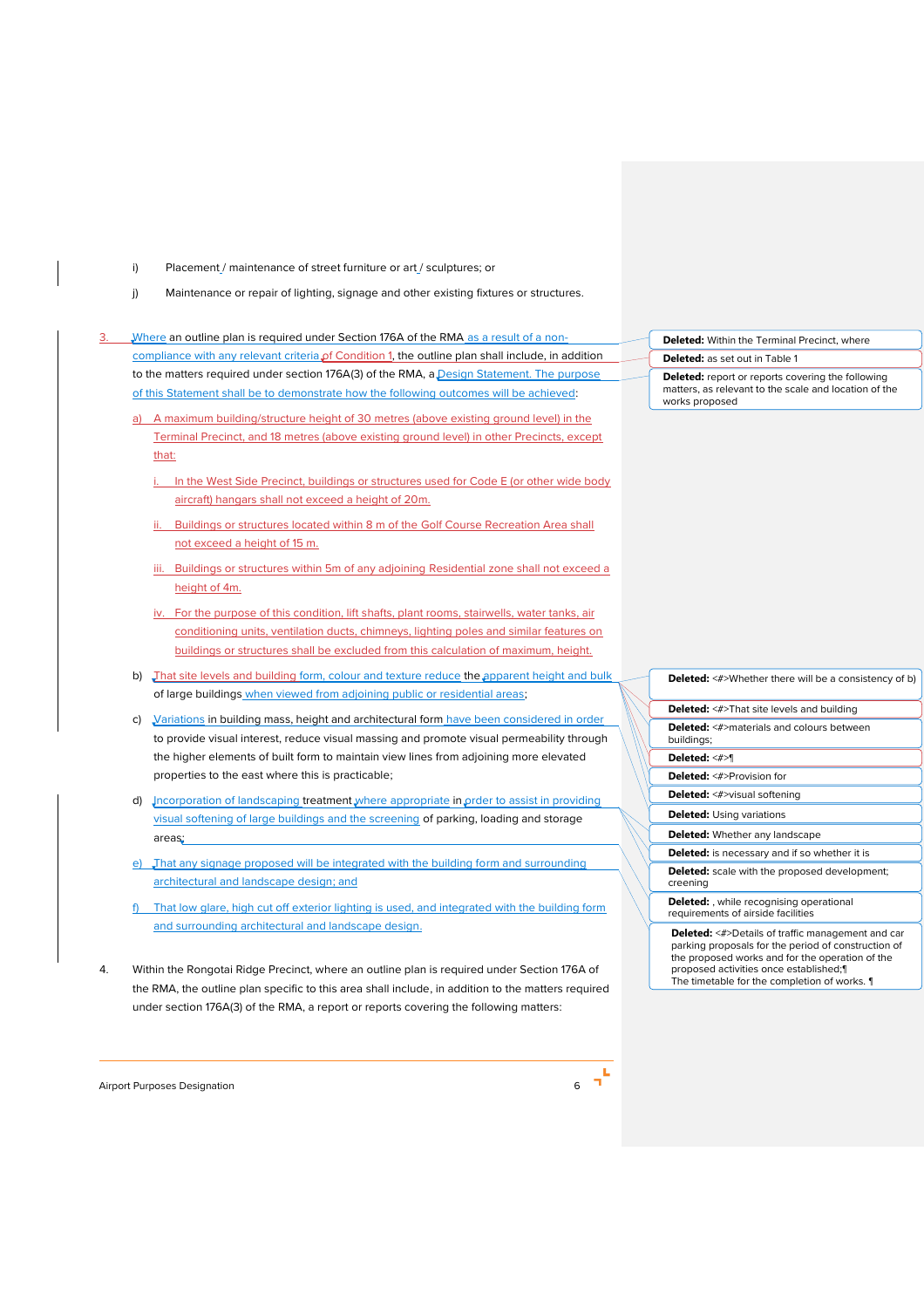i) Placement / maintenance of street furniture or art / sculptures; or

j) Maintenance or repair of lighting, signage and other existing fixtures or structures.

3. Where an outline plan is required under Section 176A of the RMA as a result of a non-compliance with any relevant criteria of Condition 1, the outline plan shall include, in addition to the matters required under section 176A(3) of the RMA, a Design Statement. The purpose of this Statement shall be to demonstrate how the following outcomes will be achieved:

   a) A maximum building/structure height of 30 metres (above existing ground level) in the Terminal Precinct, and 18 metres (above existing ground level) in other Precincts, except that:

      i. In the West Side Precinct, buildings or structures used for Code E (or other wide body aircraft) hangars shall not exceed a height of 20m.

      ii. Buildings or structures located within 8 m of the Golf Course Recreation Area shall not exceed a height of 15 m.

      iii. Buildings or structures within 5m of any adjoining Residential zone shall not exceed a height of 4m.

      iv. For the purpose of this condition, lift shafts, plant rooms, stairwells, water tanks, air conditioning units, ventilation ducts, chimneys, lighting poles and similar features on buildings or structures shall be excluded from this calculation of maximum, height.

   b) That site levels and building form, colour and texture reduce the apparent height and bulk of large buildings when viewed from adjoining public or residential areas;

   c) Variations in building mass, height and architectural form have been considered in order to provide visual interest, reduce visual massing and promote visual permeability through the higher elements of built form to maintain view lines from adjoining more elevated properties to the east where this is practicable;

   d) Incorporation of landscaping treatment where appropriate in order to assist in providing visual softening of large buildings and the screening of parking, loading and storage areas;

   e) That any signage proposed will be integrated with the building form and surrounding architectural and landscape design; and

   f) That low glare, high cut off exterior lighting is used, and integrated with the building form and surrounding architectural and landscape design.

4. Within the Rongotai Ridge Precinct, where an outline plan is required under Section 176A of the RMA, the outline plan specific to this area shall include, in addition to the matters required under section 176A(3) of the RMA, a report or reports covering the following matters:

**Deleted:** Within the Terminal Precinct, where

**Deleted:** as set out in Table 1

**Deleted:** report or reports covering the following matters, as relevant to the scale and location of the works proposed

**Deleted:** <#>Whether there will be a consistency of b)

**Deleted:** <#>That site levels and building

**Deleted:** <#>materials and colours between buildings;

**Deleted:** <#>¶

**Deleted:** <#>Provision for

**Deleted:** <#>visual softening

**Deleted:** Using variations

**Deleted:** Whether any landscape

**Deleted:** is necessary and if so whether it is

**Deleted:** scale with the proposed development; creening

**Deleted:** , while recognising operational requirements of airside facilities

**Deleted:** <#>Details of traffic management and car parking proposals for the period of construction of the proposed works and for the operation of the proposed activities once established;¶
The timetable for the completion of works. ¶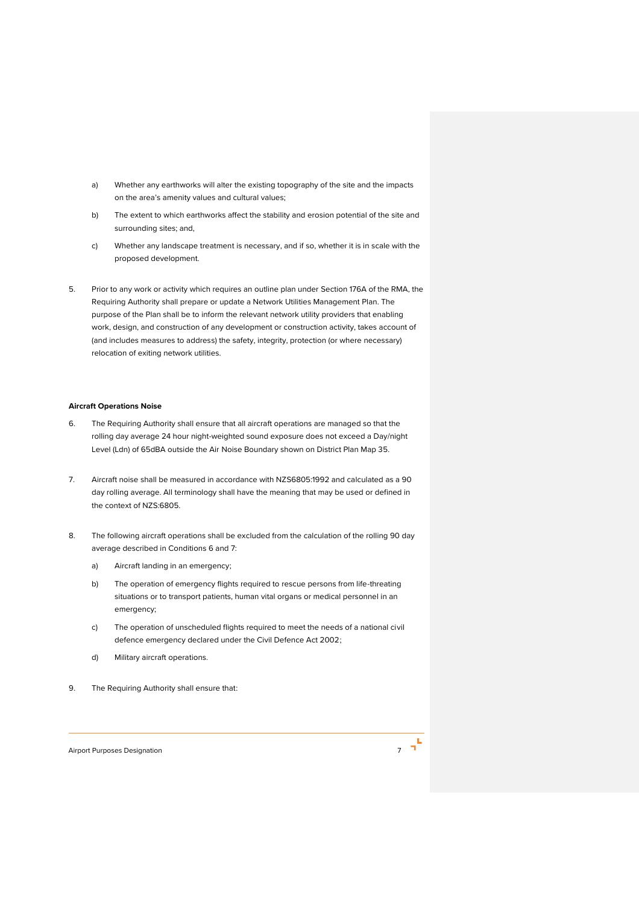a) Whether any earthworks will alter the existing topography of the site and the impacts on the area's amenity values and cultural values;

b) The extent to which earthworks affect the stability and erosion potential of the site and surrounding sites; and,

c) Whether any landscape treatment is necessary, and if so, whether it is in scale with the proposed development.

5. Prior to any work or activity which requires an outline plan under Section 176A of the RMA, the Requiring Authority shall prepare or update a Network Utilities Management Plan. The purpose of the Plan shall be to inform the relevant network utility providers that enabling work, design, and construction of any development or construction activity, takes account of (and includes measures to address) the safety, integrity, protection (or where necessary) relocation of exiting network utilities.

**Aircraft Operations Noise**

6. The Requiring Authority shall ensure that all aircraft operations are managed so that the rolling day average 24 hour night-weighted sound exposure does not exceed a Day/night Level (Ldn) of 65dBA outside the Air Noise Boundary shown on District Plan Map 35.

7. Aircraft noise shall be measured in accordance with NZS6805:1992 and calculated as a 90 day rolling average. All terminology shall have the meaning that may be used or defined in the context of NZS:6805.

8. The following aircraft operations shall be excluded from the calculation of the rolling 90 day average described in Conditions 6 and 7:

   a) Aircraft landing in an emergency;

   b) The operation of emergency flights required to rescue persons from life-threating situations or to transport patients, human vital organs or medical personnel in an emergency;

   c) The operation of unscheduled flights required to meet the needs of a national civil defence emergency declared under the Civil Defence Act 2002;

   d) Military aircraft operations.

9. The Requiring Authority shall ensure that: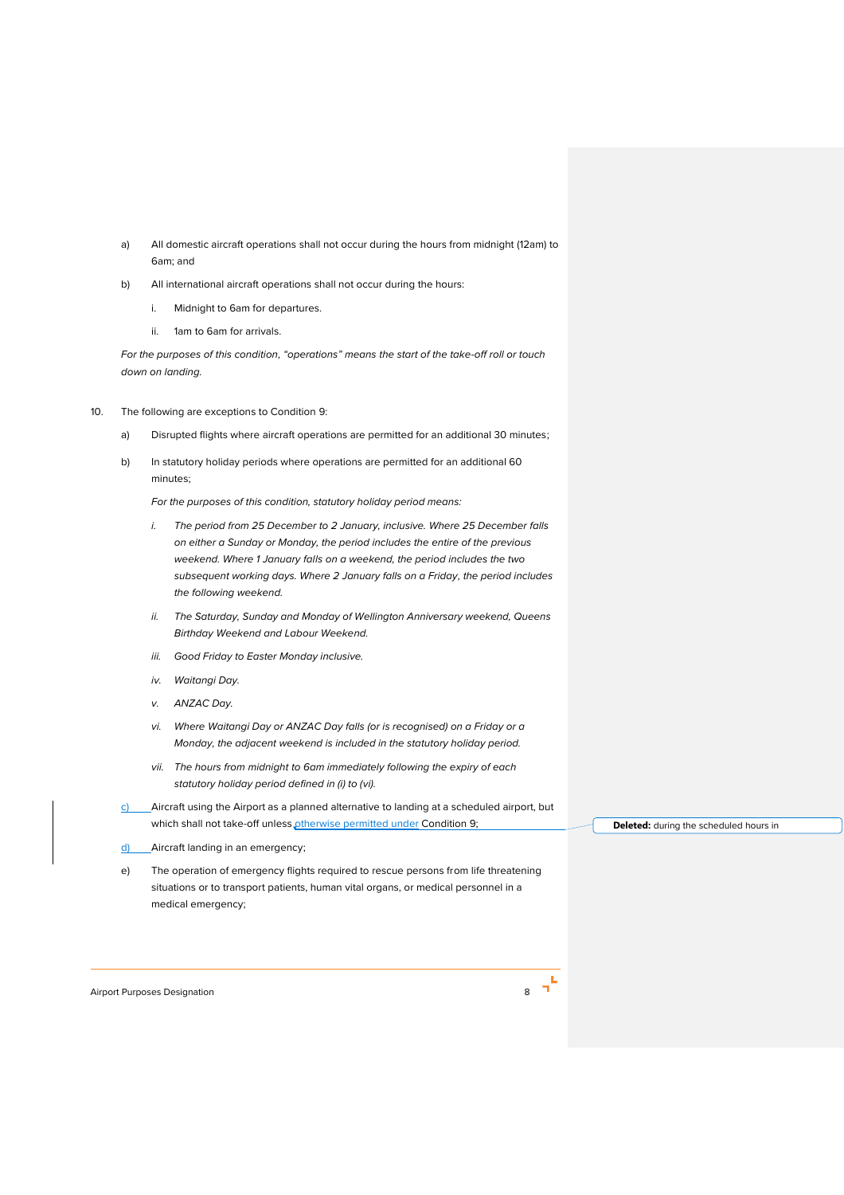a) All domestic aircraft operations shall not occur during the hours from midnight (12am) to 6am; and

b) All international aircraft operations shall not occur during the hours:

   i. Midnight to 6am for departures.

   ii. 1am to 6am for arrivals.

*For the purposes of this condition, "operations" means the start of the take-off roll or touch down on landing.*

10. The following are exceptions to Condition 9:

   a) Disrupted flights where aircraft operations are permitted for an additional 30 minutes;

   b) In statutory holiday periods where operations are permitted for an additional 60 minutes;

   *For the purposes of this condition, statutory holiday period means:*

   *i. The period from 25 December to 2 January, inclusive. Where 25 December falls on either a Sunday or Monday, the period includes the entire of the previous weekend. Where 1 January falls on a weekend, the period includes the two subsequent working days. Where 2 January falls on a Friday, the period includes the following weekend.*

   *ii. The Saturday, Sunday and Monday of Wellington Anniversary weekend, Queens Birthday Weekend and Labour Weekend.*

   *iii. Good Friday to Easter Monday inclusive.*

   *iv. Waitangi Day.*

   *v. ANZAC Day.*

   *vi. Where Waitangi Day or ANZAC Day falls (or is recognised) on a Friday or a Monday, the adjacent weekend is included in the statutory holiday period.*

   *vii. The hours from midnight to 6am immediately following the expiry of each statutory holiday period defined in (i) to (vi).*

   c) Aircraft using the Airport as a planned alternative to landing at a scheduled airport, but which shall not take-off unless otherwise permitted under Condition 9;

   **Deleted:** during the scheduled hours in

   d) Aircraft landing in an emergency;

   e) The operation of emergency flights required to rescue persons from life threatening situations or to transport patients, human vital organs, or medical personnel in a medical emergency;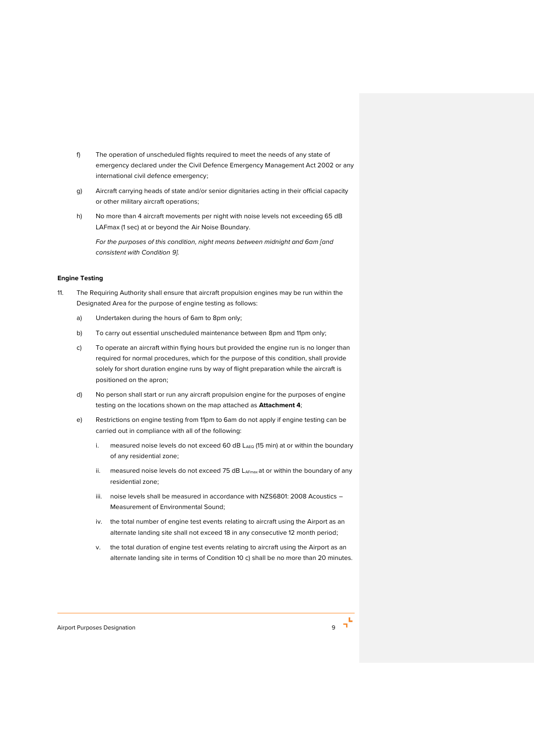f) The operation of unscheduled flights required to meet the needs of any state of emergency declared under the Civil Defence Emergency Management Act 2002 or any international civil defence emergency;

g) Aircraft carrying heads of state and/or senior dignitaries acting in their official capacity or other military aircraft operations;

h) No more than 4 aircraft movements per night with noise levels not exceeding 65 dB LAFmax (1 sec) at or beyond the Air Noise Boundary.

   *For the purposes of this condition, night means between midnight and 6am [and consistent with Condition 9].*

**Engine Testing**

11. The Requiring Authority shall ensure that aircraft propulsion engines may be run within the Designated Area for the purpose of engine testing as follows:

    a) Undertaken during the hours of 6am to 8pm only;

    b) To carry out essential unscheduled maintenance between 8pm and 11pm only;

    c) To operate an aircraft within flying hours but provided the engine run is no longer than required for normal procedures, which for the purpose of this condition, shall provide solely for short duration engine runs by way of flight preparation while the aircraft is positioned on the apron;

    d) No person shall start or run any aircraft propulsion engine for the purposes of engine testing on the locations shown on the map attached as **Attachment 4**;

    e) Restrictions on engine testing from 11pm to 6am do not apply if engine testing can be carried out in compliance with all of the following:

       i. measured noise levels do not exceed 60 dB $L_{AEQ}$ (15 min) at or within the boundary of any residential zone;

       ii. measured noise levels do not exceed 75 dB $L_{AFmax}$ at or within the boundary of any residential zone;

       iii. noise levels shall be measured in accordance with NZS6801: 2008 Acoustics – Measurement of Environmental Sound;

       iv. the total number of engine test events relating to aircraft using the Airport as an alternate landing site shall not exceed 18 in any consecutive 12 month period;

       v. the total duration of engine test events relating to aircraft using the Airport as an alternate landing site in terms of Condition 10 c) shall be no more than 20 minutes.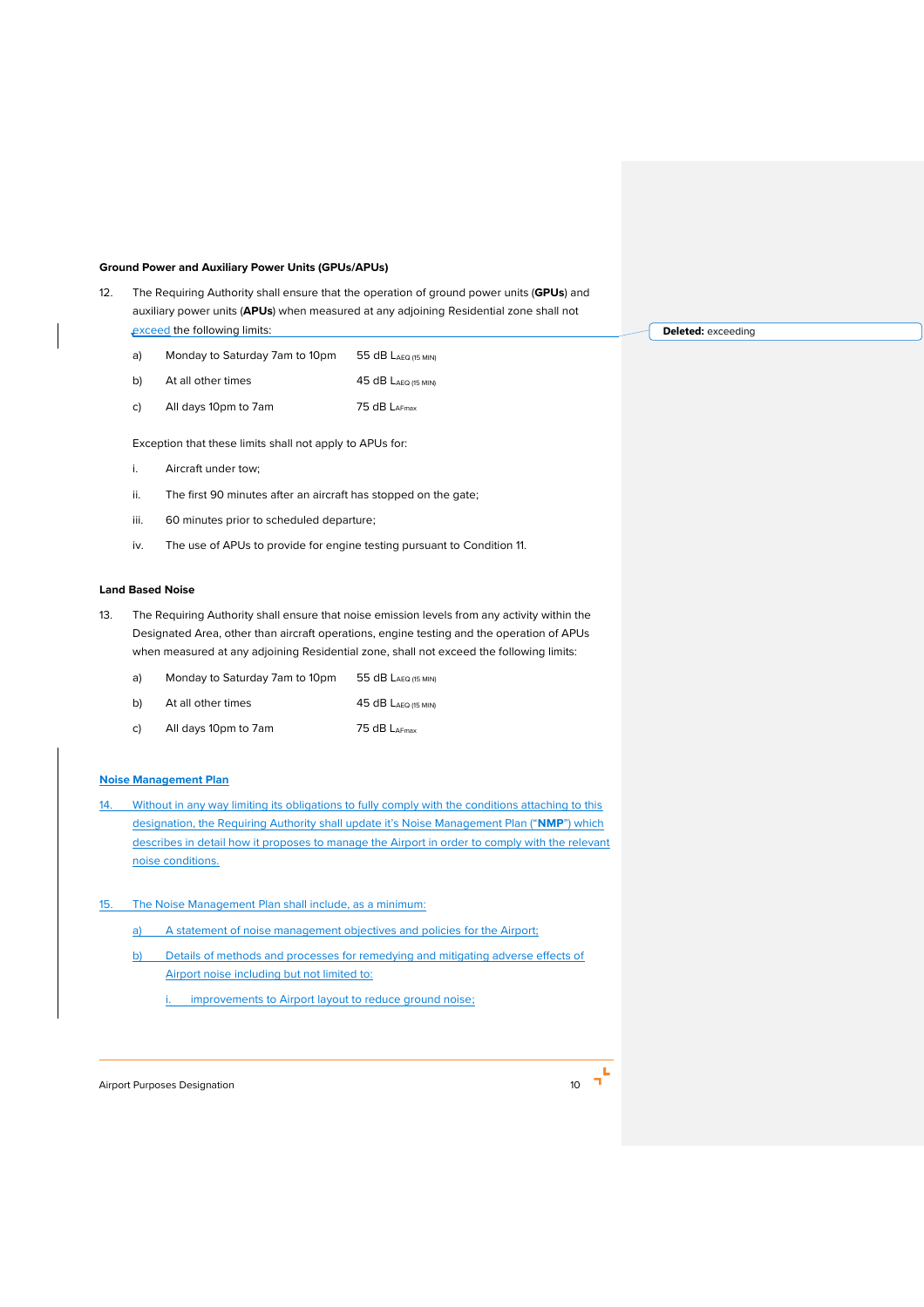**Ground Power and Auxiliary Power Units (GPUs/APUs)**

12. The Requiring Authority shall ensure that the operation of ground power units (**GPUs**) and auxiliary power units (**APUs**) when measured at any adjoining Residential zone shall not exceed the following limits:

| | | |
|---|---|---|
| a) | Monday to Saturday 7am to 10pm | 55 dB $L_{AEQ\ (15\ MIN)}$ |
| b) | At all other times | 45 dB $L_{AEQ\ (15\ MIN)}$ |
| c) | All days 10pm to 7am | 75 dB $L_{AFmax}$ |

Exception that these limits shall not apply to APUs for:

i. Aircraft under tow;

ii. The first 90 minutes after an aircraft has stopped on the gate;

iii. 60 minutes prior to scheduled departure;

iv. The use of APUs to provide for engine testing pursuant to Condition 11.

**Land Based Noise**

13. The Requiring Authority shall ensure that noise emission levels from any activity within the Designated Area, other than aircraft operations, engine testing and the operation of APUs when measured at any adjoining Residential zone, shall not exceed the following limits:

| | | |
|---|---|---|
| a) | Monday to Saturday 7am to 10pm | 55 dB $L_{AEQ\ (15\ MIN)}$ |
| b) | At all other times | 45 dB $L_{AEQ\ (15\ MIN)}$ |
| c) | All days 10pm to 7am | 75 dB $L_{AFmax}$ |

**Noise Management Plan**

14. Without in any way limiting its obligations to fully comply with the conditions attaching to this designation, the Requiring Authority shall update it's Noise Management Plan ("**NMP**") which describes in detail how it proposes to manage the Airport in order to comply with the relevant noise conditions.

15. The Noise Management Plan shall include, as a minimum:

a) A statement of noise management objectives and policies for the Airport;

b) Details of methods and processes for remedying and mitigating adverse effects of Airport noise including but not limited to:

i. improvements to Airport layout to reduce ground noise;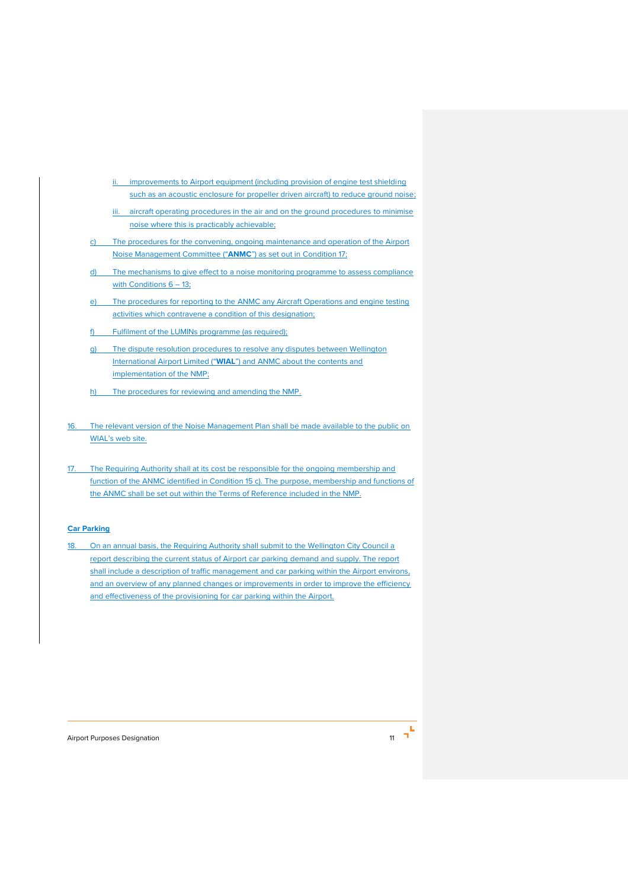ii. improvements to Airport equipment (including provision of engine test shielding such as an acoustic enclosure for propeller driven aircraft) to reduce ground noise;

iii. aircraft operating procedures in the air and on the ground procedures to minimise noise where this is practicably achievable;

c) The procedures for the convening, ongoing maintenance and operation of the Airport Noise Management Committee ("**ANMC**") as set out in Condition 17;

d) The mechanisms to give effect to a noise monitoring programme to assess compliance with Conditions 6 – 13;

e) The procedures for reporting to the ANMC any Aircraft Operations and engine testing activities which contravene a condition of this designation;

f) Fulfilment of the LUMINs programme (as required);

g) The dispute resolution procedures to resolve any disputes between Wellington International Airport Limited ("**WIAL**") and ANMC about the contents and implementation of the NMP;

h) The procedures for reviewing and amending the NMP.

16. The relevant version of the Noise Management Plan shall be made available to the public on WIAL's web site.

17. The Requiring Authority shall at its cost be responsible for the ongoing membership and function of the ANMC identified in Condition 15 c). The purpose, membership and functions of the ANMC shall be set out within the Terms of Reference included in the NMP.

**Car Parking**

18. On an annual basis, the Requiring Authority shall submit to the Wellington City Council a report describing the current status of Airport car parking demand and supply. The report shall include a description of traffic management and car parking within the Airport environs, and an overview of any planned changes or improvements in order to improve the efficiency and effectiveness of the provisioning for car parking within the Airport.